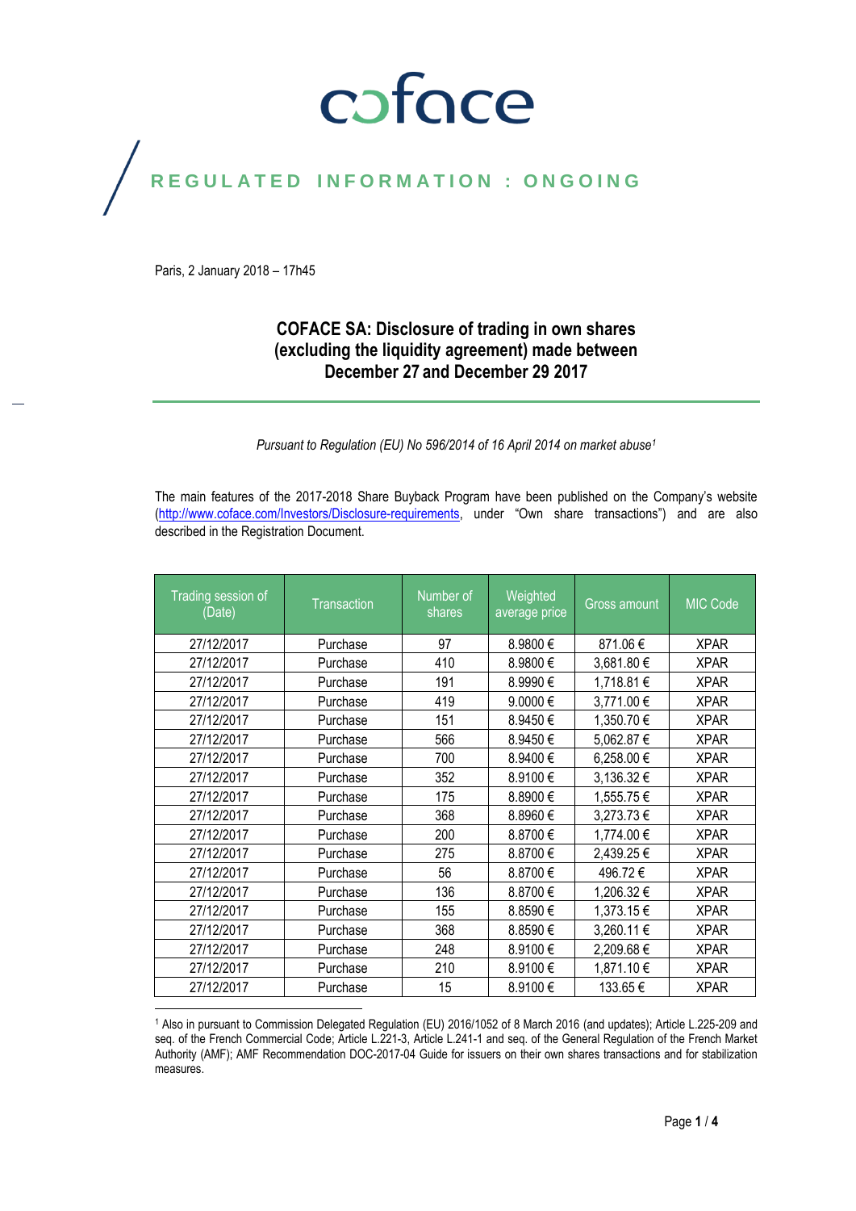coface

REGULATED INFORMATION : ONGOING

Paris, 2 January 2018 – 17h45

# COFACE SA: Disclosure of trading in own shares (excluding the liquidity agreement) made between December 27 and December 29 2017

*Pursuant to Regulation (EU) No 596/2014 of 16 April 2014 on market abuse[1]*

The main features of the 2017-2018 Share Buyback Program have been published on the Company's website (http://www.coface.com/Investors/Disclosure-requirements, under "Own share transactions") and are also described in the Registration Document.

| Trading session of (Date) | Transaction | Number of shares | Weighted average price | Gross amount | MIC Code |
|---|---|---|---|---|---|
| 27/12/2017 | Purchase | 97 | 8.9800 € | 871.06 € | XPAR |
| 27/12/2017 | Purchase | 410 | 8.9800 € | 3,681.80 € | XPAR |
| 27/12/2017 | Purchase | 191 | 8.9990 € | 1,718.81 € | XPAR |
| 27/12/2017 | Purchase | 419 | 9.0000 € | 3,771.00 € | XPAR |
| 27/12/2017 | Purchase | 151 | 8.9450 € | 1,350.70 € | XPAR |
| 27/12/2017 | Purchase | 566 | 8.9450 € | 5,062.87 € | XPAR |
| 27/12/2017 | Purchase | 700 | 8.9400 € | 6,258.00 € | XPAR |
| 27/12/2017 | Purchase | 352 | 8.9100 € | 3,136.32 € | XPAR |
| 27/12/2017 | Purchase | 175 | 8.8900 € | 1,555.75 € | XPAR |
| 27/12/2017 | Purchase | 368 | 8.8960 € | 3,273.73 € | XPAR |
| 27/12/2017 | Purchase | 200 | 8.8700 € | 1,774.00 € | XPAR |
| 27/12/2017 | Purchase | 275 | 8.8700 € | 2,439.25 € | XPAR |
| 27/12/2017 | Purchase | 56 | 8.8700 € | 496.72 € | XPAR |
| 27/12/2017 | Purchase | 136 | 8.8700 € | 1,206.32 € | XPAR |
| 27/12/2017 | Purchase | 155 | 8.8590 € | 1,373.15 € | XPAR |
| 27/12/2017 | Purchase | 368 | 8.8590 € | 3,260.11 € | XPAR |
| 27/12/2017 | Purchase | 248 | 8.9100 € | 2,209.68 € | XPAR |
| 27/12/2017 | Purchase | 210 | 8.9100 € | 1,871.10 € | XPAR |
| 27/12/2017 | Purchase | 15 | 8.9100 € | 133.65 € | XPAR |

[1] Also in pursuant to Commission Delegated Regulation (EU) 2016/1052 of 8 March 2016 (and updates); Article L.225-209 and seq. of the French Commercial Code; Article L.221-3, Article L.241-1 and seq. of the General Regulation of the French Market Authority (AMF); AMF Recommendation DOC-2017-04 Guide for issuers on their own shares transactions and for stabilization measures.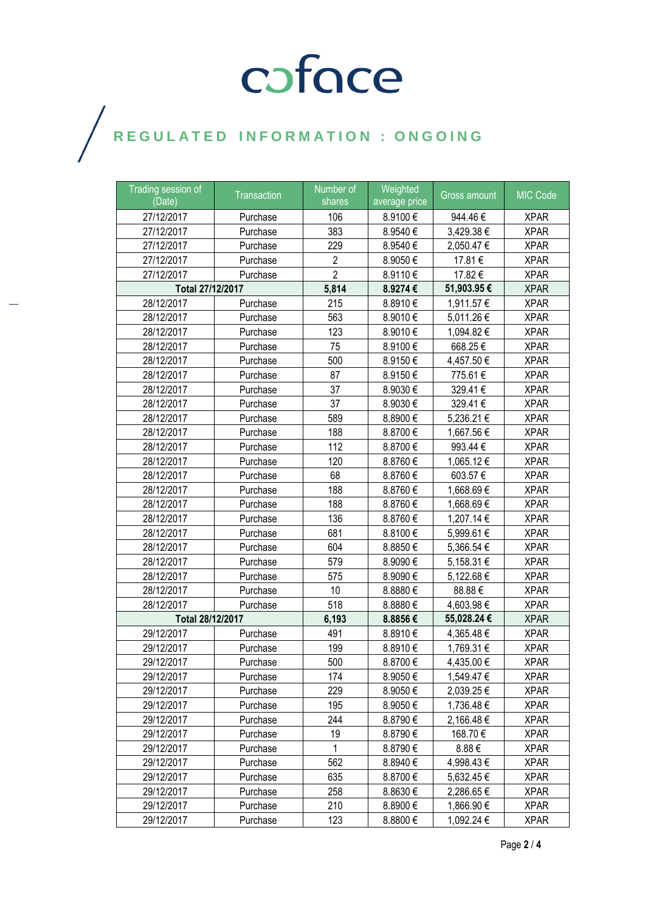# REGULATED INFORMATION : ONGOING

| Trading session of (Date) | Transaction | Number of shares | Weighted average price | Gross amount | MIC Code |
|---|---|---|---|---|---|
| 27/12/2017 | Purchase | 106 | 8.9100 € | 944.46 € | XPAR |
| 27/12/2017 | Purchase | 383 | 8.9540 € | 3,429.38 € | XPAR |
| 27/12/2017 | Purchase | 229 | 8.9540 € | 2,050.47 € | XPAR |
| 27/12/2017 | Purchase | 2 | 8.9050 € | 17.81 € | XPAR |
| 27/12/2017 | Purchase | 2 | 8.9110 € | 17.82 € | XPAR |
| **Total 27/12/2017** | | **5,814** | **8.9274 €** | **51,903.95 €** | XPAR |
| 28/12/2017 | Purchase | 215 | 8.8910 € | 1,911.57 € | XPAR |
| 28/12/2017 | Purchase | 563 | 8.9010 € | 5,011.26 € | XPAR |
| 28/12/2017 | Purchase | 123 | 8.9010 € | 1,094.82 € | XPAR |
| 28/12/2017 | Purchase | 75 | 8.9100 € | 668.25 € | XPAR |
| 28/12/2017 | Purchase | 500 | 8.9150 € | 4,457.50 € | XPAR |
| 28/12/2017 | Purchase | 87 | 8.9150 € | 775.61 € | XPAR |
| 28/12/2017 | Purchase | 37 | 8.9030 € | 329.41 € | XPAR |
| 28/12/2017 | Purchase | 37 | 8.9030 € | 329.41 € | XPAR |
| 28/12/2017 | Purchase | 589 | 8.8900 € | 5,236.21 € | XPAR |
| 28/12/2017 | Purchase | 188 | 8.8700 € | 1,667.56 € | XPAR |
| 28/12/2017 | Purchase | 112 | 8.8700 € | 993.44 € | XPAR |
| 28/12/2017 | Purchase | 120 | 8.8760 € | 1,065.12 € | XPAR |
| 28/12/2017 | Purchase | 68 | 8.8760 € | 603.57 € | XPAR |
| 28/12/2017 | Purchase | 188 | 8.8760 € | 1,668.69 € | XPAR |
| 28/12/2017 | Purchase | 188 | 8.8760 € | 1,668.69 € | XPAR |
| 28/12/2017 | Purchase | 136 | 8.8760 € | 1,207.14 € | XPAR |
| 28/12/2017 | Purchase | 681 | 8.8100 € | 5,999.61 € | XPAR |
| 28/12/2017 | Purchase | 604 | 8.8850 € | 5,366.54 € | XPAR |
| 28/12/2017 | Purchase | 579 | 8.9090 € | 5,158.31 € | XPAR |
| 28/12/2017 | Purchase | 575 | 8.9090 € | 5,122.68 € | XPAR |
| 28/12/2017 | Purchase | 10 | 8.8880 € | 88.88 € | XPAR |
| 28/12/2017 | Purchase | 518 | 8.8880 € | 4,603.98 € | XPAR |
| **Total 28/12/2017** | | **6,193** | **8.8856 €** | **55,028.24 €** | XPAR |
| 29/12/2017 | Purchase | 491 | 8.8910 € | 4,365.48 € | XPAR |
| 29/12/2017 | Purchase | 199 | 8.8910 € | 1,769.31 € | XPAR |
| 29/12/2017 | Purchase | 500 | 8.8700 € | 4,435.00 € | XPAR |
| 29/12/2017 | Purchase | 174 | 8.9050 € | 1,549.47 € | XPAR |
| 29/12/2017 | Purchase | 229 | 8.9050 € | 2,039.25 € | XPAR |
| 29/12/2017 | Purchase | 195 | 8.9050 € | 1,736.48 € | XPAR |
| 29/12/2017 | Purchase | 244 | 8.8790 € | 2,166.48 € | XPAR |
| 29/12/2017 | Purchase | 19 | 8.8790 € | 168.70 € | XPAR |
| 29/12/2017 | Purchase | 1 | 8.8790 € | 8.88 € | XPAR |
| 29/12/2017 | Purchase | 562 | 8.8940 € | 4,998.43 € | XPAR |
| 29/12/2017 | Purchase | 635 | 8.8700 € | 5,632.45 € | XPAR |
| 29/12/2017 | Purchase | 258 | 8.8630 € | 2,286.65 € | XPAR |
| 29/12/2017 | Purchase | 210 | 8.8900 € | 1,866.90 € | XPAR |
| 29/12/2017 | Purchase | 123 | 8.8800 € | 1,092.24 € | XPAR |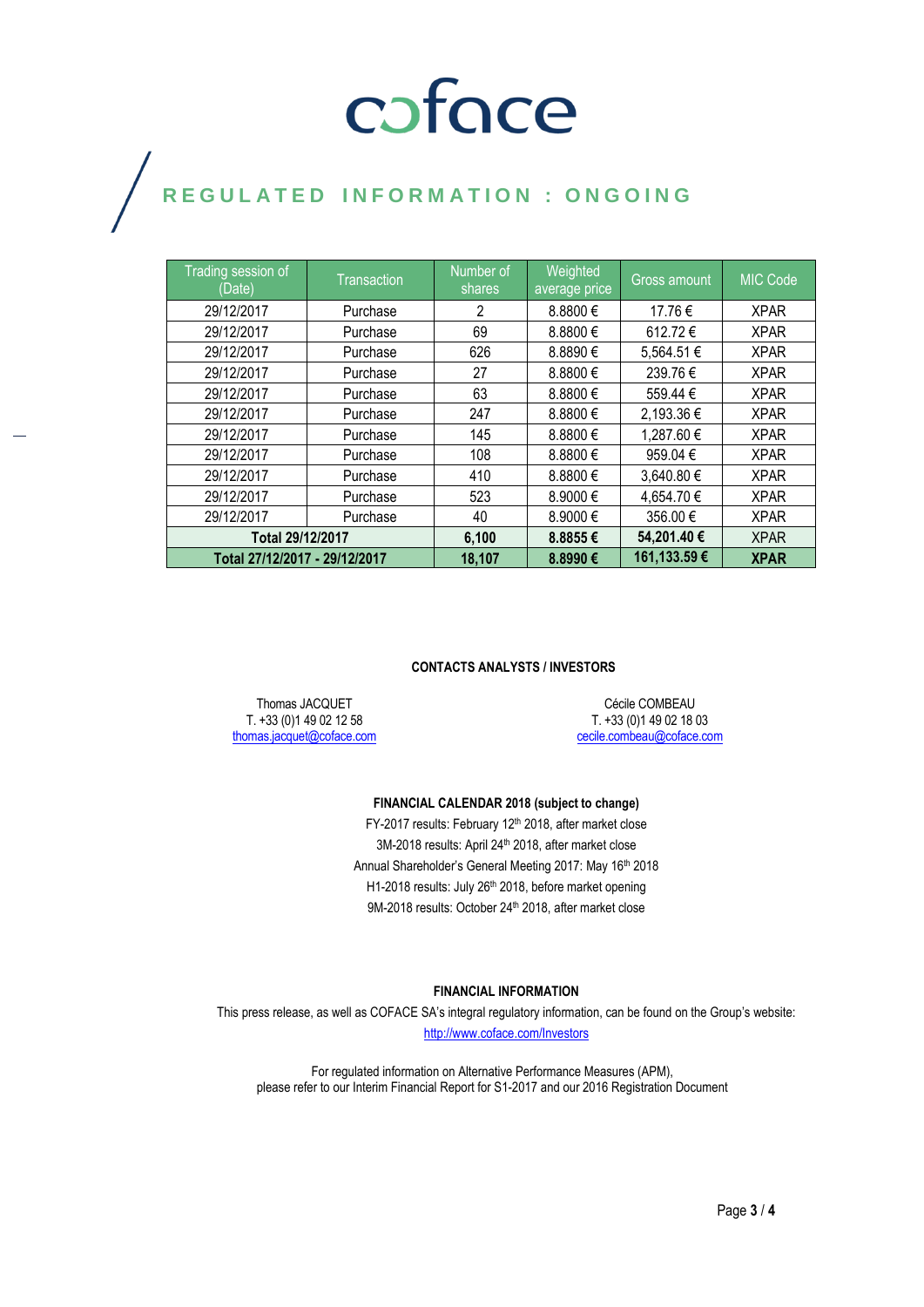# coface

## REGULATED INFORMATION : ONGOING

| Trading session of (Date) | Transaction | Number of shares | Weighted average price | Gross amount | MIC Code |
|---|---|---|---|---|---|
| 29/12/2017 | Purchase | 2 | 8.8800 € | 17.76 € | XPAR |
| 29/12/2017 | Purchase | 69 | 8.8800 € | 612.72 € | XPAR |
| 29/12/2017 | Purchase | 626 | 8.8890 € | 5,564.51 € | XPAR |
| 29/12/2017 | Purchase | 27 | 8.8800 € | 239.76 € | XPAR |
| 29/12/2017 | Purchase | 63 | 8.8800 € | 559.44 € | XPAR |
| 29/12/2017 | Purchase | 247 | 8.8800 € | 2,193.36 € | XPAR |
| 29/12/2017 | Purchase | 145 | 8.8800 € | 1,287.60 € | XPAR |
| 29/12/2017 | Purchase | 108 | 8.8800 € | 959.04 € | XPAR |
| 29/12/2017 | Purchase | 410 | 8.8800 € | 3,640.80 € | XPAR |
| 29/12/2017 | Purchase | 523 | 8.9000 € | 4,654.70 € | XPAR |
| 29/12/2017 | Purchase | 40 | 8.9000 € | 356.00 € | XPAR |
| **Total 29/12/2017** | | **6,100** | **8.8855 €** | **54,201.40 €** | XPAR |
| **Total 27/12/2017 - 29/12/2017** | | **18,107** | **8.8990 €** | **161,133.59 €** | **XPAR** |

**CONTACTS ANALYSTS / INVESTORS**

Thomas JACQUET
T. +33 (0)1 49 02 12 58
thomas.jacquet@coface.com

Cécile COMBEAU
T. +33 (0)1 49 02 18 03
cecile.combeau@coface.com

**FINANCIAL CALENDAR 2018 (subject to change)**

FY-2017 results: February 12th 2018, after market close
3M-2018 results: April 24th 2018, after market close
Annual Shareholder's General Meeting 2017: May 16th 2018
H1-2018 results: July 26th 2018, before market opening
9M-2018 results: October 24th 2018, after market close

**FINANCIAL INFORMATION**

This press release, as well as COFACE SA's integral regulatory information, can be found on the Group's website:
http://www.coface.com/Investors

For regulated information on Alternative Performance Measures (APM),
please refer to our Interim Financial Report for S1-2017 and our 2016 Registration Document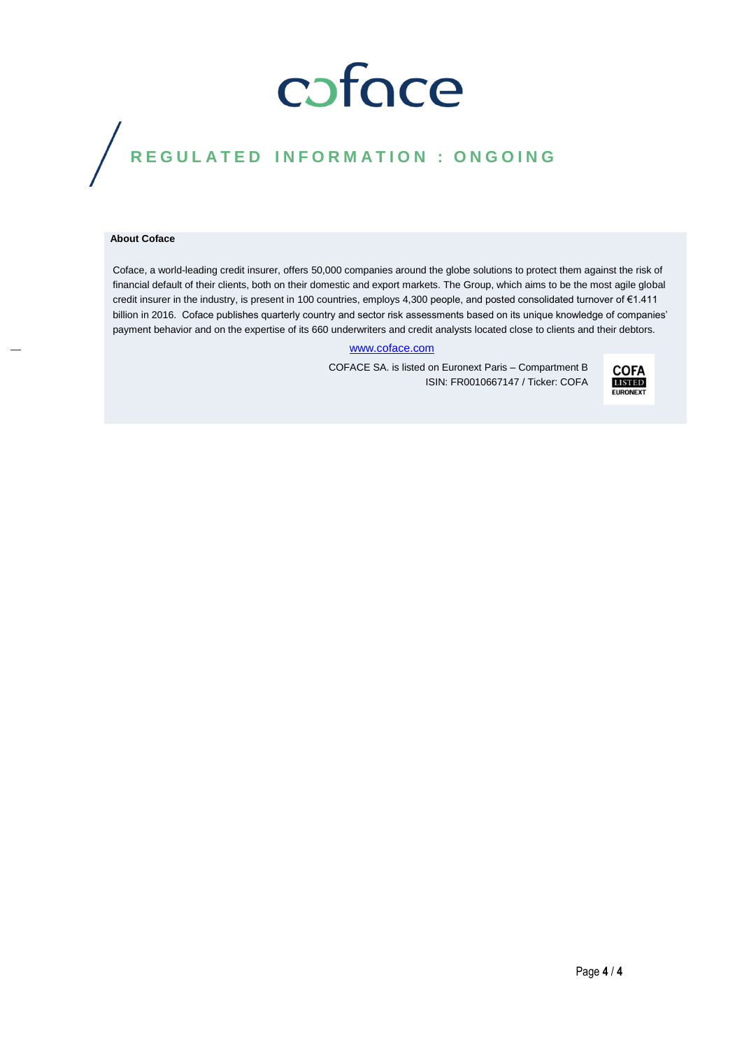# REGULATED INFORMATION : ONGOING

**About Coface**

Coface, a world-leading credit insurer, offers 50,000 companies around the globe solutions to protect them against the risk of financial default of their clients, both on their domestic and export markets. The Group, which aims to be the most agile global credit insurer in the industry, is present in 100 countries, employs 4,300 people, and posted consolidated turnover of €1.411 billion in 2016. Coface publishes quarterly country and sector risk assessments based on its unique knowledge of companies' payment behavior and on the expertise of its 660 underwriters and credit analysts located close to clients and their debtors.

www.coface.com

COFACE SA. is listed on Euronext Paris – Compartment B
ISIN: FR0010667147 / Ticker: COFA